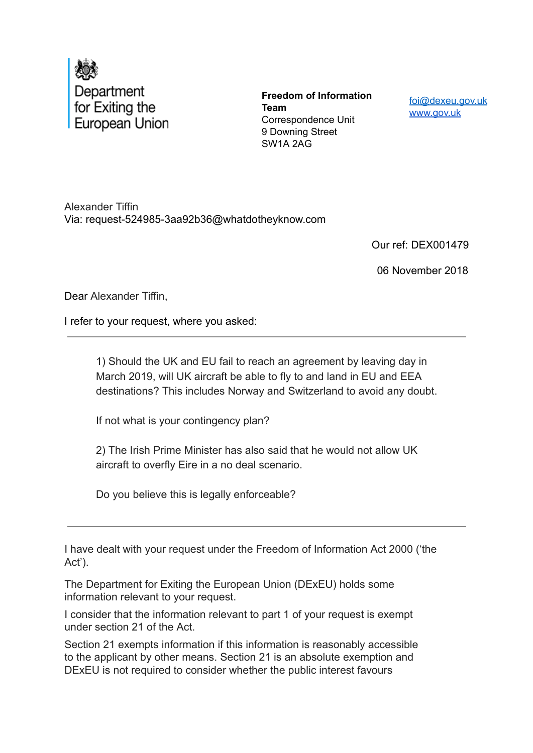Department for Exiting the European Union

**Freedom of Information Team**
Correspondence Unit
9 Downing Street
SW1A 2AG

foi@dexeu.gov.uk
www.gov.uk

Alexander Tiffin
Via: request-524985-3aa92b36@whatdotheyknow.com

Our ref: DEX001479

06 November 2018

Dear Alexander Tiffin,

I refer to your request, where you asked:

---

> 1) Should the UK and EU fail to reach an agreement by leaving day in March 2019, will UK aircraft be able to fly to and land in EU and EEA destinations? This includes Norway and Switzerland to avoid any doubt.
>
> If not what is your contingency plan?
>
> 2) The Irish Prime Minister has also said that he would not allow UK aircraft to overfly Eire in a no deal scenario.
>
> Do you believe this is legally enforceable?

---

I have dealt with your request under the Freedom of Information Act 2000 ('the Act').

The Department for Exiting the European Union (DExEU) holds some information relevant to your request.

I consider that the information relevant to part 1 of your request is exempt under section 21 of the Act.

Section 21 exempts information if this information is reasonably accessible to the applicant by other means. Section 21 is an absolute exemption and DExEU is not required to consider whether the public interest favours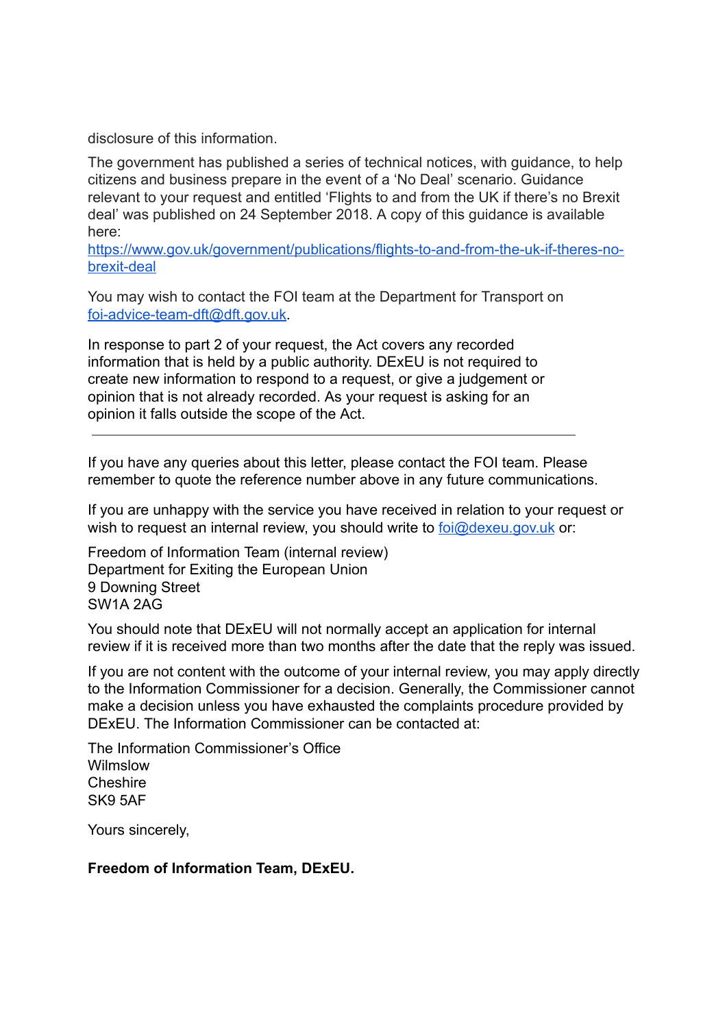disclosure of this information.

The government has published a series of technical notices, with guidance, to help citizens and business prepare in the event of a 'No Deal' scenario. Guidance relevant to your request and entitled 'Flights to and from the UK if there's no Brexit deal' was published on 24 September 2018. A copy of this guidance is available here:
https://www.gov.uk/government/publications/flights-to-and-from-the-uk-if-theres-no-brexit-deal

You may wish to contact the FOI team at the Department for Transport on foi-advice-team-dft@dft.gov.uk.

In response to part 2 of your request, the Act covers any recorded information that is held by a public authority. DExEU is not required to create new information to respond to a request, or give a judgement or opinion that is not already recorded. As your request is asking for an opinion it falls outside the scope of the Act.

---

If you have any queries about this letter, please contact the FOI team. Please remember to quote the reference number above in any future communications.

If you are unhappy with the service you have received in relation to your request or wish to request an internal review, you should write to foi@dexeu.gov.uk or:

Freedom of Information Team (internal review)
Department for Exiting the European Union
9 Downing Street
SW1A 2AG

You should note that DExEU will not normally accept an application for internal review if it is received more than two months after the date that the reply was issued.

If you are not content with the outcome of your internal review, you may apply directly to the Information Commissioner for a decision. Generally, the Commissioner cannot make a decision unless you have exhausted the complaints procedure provided by DExEU. The Information Commissioner can be contacted at:

The Information Commissioner's Office
Wilmslow
Cheshire
SK9 5AF

Yours sincerely,

**Freedom of Information Team, DExEU.**